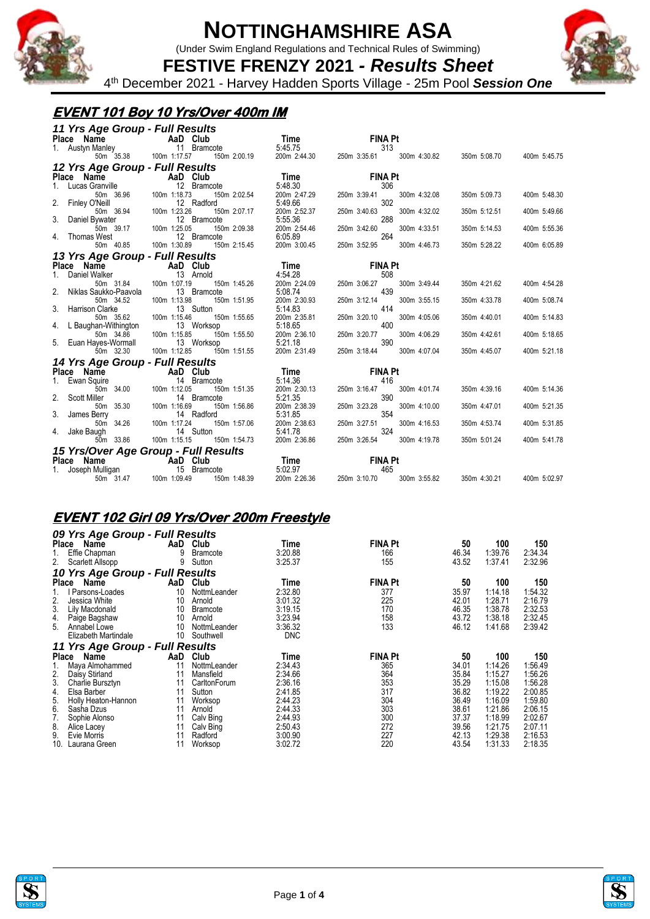# NOTTINGHAMSHIRE ASA

(Under Swim England Regulations and Technical Rules of Swimming)

## FESTIVE FRENZY 2021 - *Results Sheet*

4th December 2021 - Harvey Hadden Sports Village - 25m Pool ***Session One***

## EVENT 101 Boy 10 Yrs/Over 400m IM

### 11 Yrs Age Group - Full Results

| Place | Name | AaD | Club | Time | FINA Pt |
|---|---|---|---|---|---|
| 1. | Austyn Manley | 11 | Bramcote | 5:45.75 | 313 |
| | 50m 35.38 | 100m 1:17.57 | 150m 2:00.19 | 200m 2:44.30 | 250m 3:35.61 | 

| 300m | 350m | 400m |
|---|---|---|
| 4:30.82 | 5:08.70 | 5:45.75 |

### 12 Yrs Age Group - Full Results

| Place | Name | AaD | Club | Time | FINA Pt | 50m | 100m | 150m | 200m | 250m | 300m | 350m | 400m |
|---|---|---|---|---|---|---|---|---|---|---|---|---|---|
| 1. | Lucas Granville | 12 | Bramcote | 5:48.30 | 306 | 36.96 | 1:18.73 | 2:02.54 | 2:47.29 | 3:39.41 | 4:32.08 | 5:09.73 | 5:48.30 |
| 2. | Finley O'Neill | 12 | Radford | 5:49.66 | 302 | 36.94 | 1:23.26 | 2:07.17 | 2:52.37 | 3:40.63 | 4:32.02 | 5:12.51 | 5:49.66 |
| 3. | Daniel Bywater | 12 | Bramcote | 5:55.36 | 288 | 39.17 | 1:25.05 | 2:09.38 | 2:54.46 | 3:42.60 | 4:33.51 | 5:14.53 | 5:55.36 |
| 4. | Thomas West | 12 | Bramcote | 6:05.89 | 264 | 40.85 | 1:30.89 | 2:15.45 | 3:00.45 | 3:52.95 | 4:46.73 | 5:28.22 | 6:05.89 |

### 13 Yrs Age Group - Full Results

| Place | Name | AaD | Club | Time | FINA Pt | 50m | 100m | 150m | 200m | 250m | 300m | 350m | 400m |
|---|---|---|---|---|---|---|---|---|---|---|---|---|---|
| 1. | Daniel Walker | 13 | Arnold | 4:54.28 | 508 | 31.84 | 1:07.19 | 1:45.26 | 2:24.09 | 3:06.27 | 3:49.44 | 4:21.62 | 4:54.28 |
| 2. | Niklas Saukko-Paavola | 13 | Bramcote | 5:08.74 | 439 | 34.52 | 1:13.98 | 1:51.95 | 2:30.93 | 3:12.14 | 3:55.15 | 4:33.78 | 5:08.74 |
| 3. | Harrison Clarke | 13 | Sutton | 5:14.83 | 414 | 35.62 | 1:15.46 | 1:55.65 | 2:35.81 | 3:20.10 | 4:05.06 | 4:40.01 | 5:14.83 |
| 4. | L Baughan-Withington | 13 | Worksop | 5:18.65 | 400 | 34.86 | 1:15.85 | 1:55.50 | 2:36.10 | 3:20.77 | 4:06.29 | 4:42.61 | 5:18.65 |
| 5. | Euan Hayes-Wormall | 13 | Worksop | 5:21.18 | 390 | 32.30 | 1:12.85 | 1:51.55 | 2:31.49 | 3:18.44 | 4:07.04 | 4:45.07 | 5:21.18 |

### 14 Yrs Age Group - Full Results

| Place | Name | AaD | Club | Time | FINA Pt | 50m | 100m | 150m | 200m | 250m | 300m | 350m | 400m |
|---|---|---|---|---|---|---|---|---|---|---|---|---|---|
| 1. | Ewan Squire | 14 | Bramcote | 5:14.36 | 416 | 34.00 | 1:12.05 | 1:51.35 | 2:30.13 | 3:16.47 | 4:01.74 | 4:39.16 | 5:14.36 |
| 2. | Scott Miller | 14 | Bramcote | 5:21.35 | 390 | 35.30 | 1:16.69 | 1:56.86 | 2:38.39 | 3:23.28 | 4:10.00 | 4:47.01 | 5:21.35 |
| 3. | James Berry | 14 | Radford | 5:31.85 | 354 | 34.26 | 1:17.24 | 1:57.06 | 2:38.63 | 3:27.51 | 4:16.53 | 4:53.74 | 5:31.85 |
| 4. | Jake Baugh | 14 | Sutton | 5:41.78 | 324 | 33.86 | 1:15.15 | 1:54.73 | 2:36.86 | 3:26.54 | 4:19.78 | 5:01.24 | 5:41.78 |

### 15 Yrs/Over Age Group - Full Results

| Place | Name | AaD | Club | Time | FINA Pt | 50m | 100m | 150m | 200m | 250m | 300m | 350m | 400m |
|---|---|---|---|---|---|---|---|---|---|---|---|---|---|
| 1. | Joseph Mulligan | 15 | Bramcote | 5:02.97 | 465 | 31.47 | 1:09.49 | 1:48.39 | 2:26.36 | 3:10.70 | 3:55.82 | 4:30.21 | 5:02.97 |

## EVENT 102 Girl 09 Yrs/Over 200m Freestyle

### 09 Yrs Age Group - Full Results

| Place | Name | AaD | Club | Time | FINA Pt | 50 | 100 | 150 |
|---|---|---|---|---|---|---|---|---|
| 1. | Effie Chapman | 9 | Bramcote | 3:20.88 | 166 | 46.34 | 1:39.76 | 2:34.34 |
| 2. | Scarlett Allsopp | 9 | Sutton | 3:25.37 | 155 | 43.52 | 1:37.41 | 2:32.96 |

### 10 Yrs Age Group - Full Results

| Place | Name | AaD | Club | Time | FINA Pt | 50 | 100 | 150 |
|---|---|---|---|---|---|---|---|---|
| 1. | I Parsons-Loades | 10 | NottmLeander | 2:32.80 | 377 | 35.97 | 1:14.18 | 1:54.32 |
| 2. | Jessica White | 10 | Arnold | 3:01.32 | 225 | 42.01 | 1:28.71 | 2:16.79 |
| 3. | Lily Macdonald | 10 | Bramcote | 3:19.15 | 170 | 46.35 | 1:38.78 | 2:32.53 |
| 4. | Paige Bagshaw | 10 | Arnold | 3:23.94 | 158 | 43.72 | 1:38.18 | 2:32.45 |
| 5. | Annabel Lowe | 10 | NottmLeander | 3:36.32 | 133 | 46.12 | 1:41.68 | 2:39.42 |
| | Elizabeth Martindale | 10 | Southwell | DNC | | | | |

### 11 Yrs Age Group - Full Results

| Place | Name | AaD | Club | Time | FINA Pt | 50 | 100 | 150 |
|---|---|---|---|---|---|---|---|---|
| 1. | Maya Almohammed | 11 | NottmLeander | 2:34.43 | 365 | 34.01 | 1:14.26 | 1:56.49 |
| 2. | Daisy Stirland | 11 | Mansfield | 2:34.66 | 364 | 35.84 | 1:15.27 | 1:56.26 |
| 3. | Charlie Bursztyn | 11 | CarltonForum | 2:36.16 | 353 | 35.29 | 1:15.08 | 1:56.28 |
| 4. | Elsa Barber | 11 | Sutton | 2:41.85 | 317 | 36.82 | 1:19.22 | 2:00.85 |
| 5. | Holly Heaton-Hannon | 11 | Worksop | 2:44.23 | 304 | 36.49 | 1:16.09 | 1:59.80 |
| 6. | Sasha Dzus | 11 | Arnold | 2:44.33 | 303 | 38.61 | 1:21.86 | 2:06.15 |
| 7. | Sophie Alonso | 11 | Calv Bing | 2:44.93 | 300 | 37.37 | 1:18.99 | 2:02.67 |
| 8. | Alice Lacey | 11 | Calv Bing | 2:50.43 | 272 | 39.56 | 1:21.75 | 2:07.11 |
| 9. | Evie Morris | 11 | Radford | 3:00.90 | 227 | 42.13 | 1:29.38 | 2:16.53 |
| 10. | Laurana Green | 11 | Worksop | 3:02.72 | 220 | 43.54 | 1:31.33 | 2:18.35 |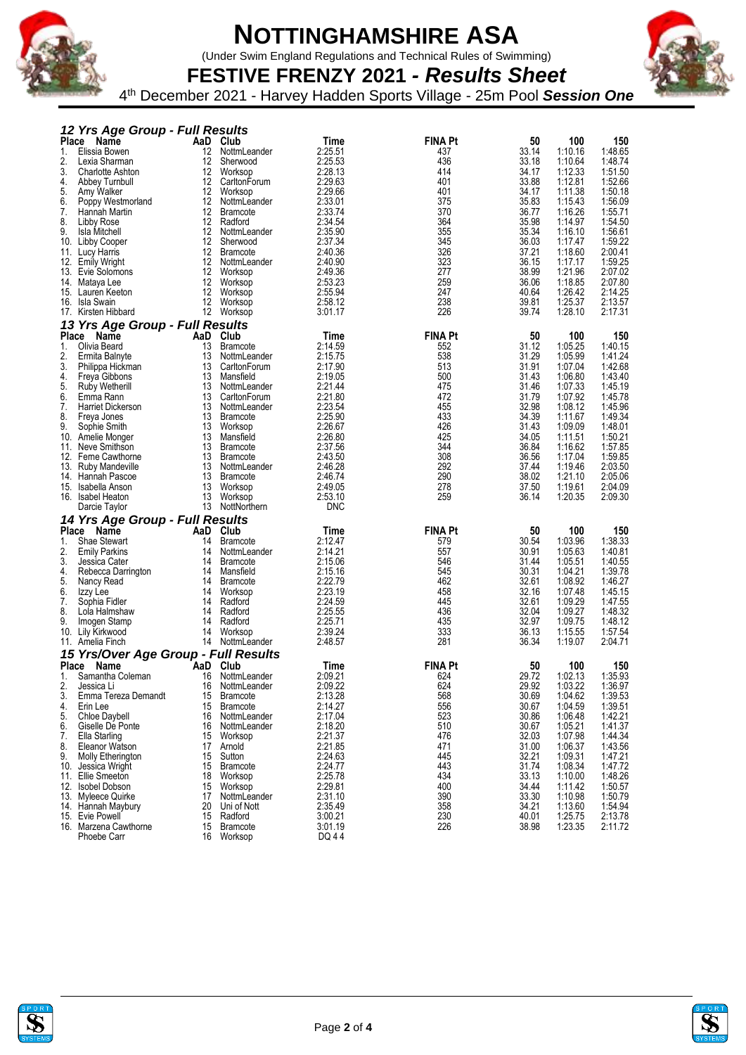# NOTTINGHAMSHIRE ASA

(Under Swim England Regulations and Technical Rules of Swimming)

## FESTIVE FRENZY 2021 - *Results Sheet*

4th December 2021 - Harvey Hadden Sports Village - 25m Pool ***Session One***

### *12 Yrs Age Group - Full Results*

| Place | Name | AaD | Club | Time | FINA Pt | 50 | 100 | 150 |
|---|---|---|---|---|---|---|---|---|
| 1. | Elissia Bowen | 12 | NottmLeander | 2:25.51 | 437 | 33.14 | 1:10.16 | 1:48.65 |
| 2. | Lexia Sharman | 12 | Sherwood | 2:25.53 | 436 | 33.18 | 1:10.64 | 1:48.74 |
| 3. | Charlotte Ashton | 12 | Worksop | 2:28.13 | 414 | 34.17 | 1:12.33 | 1:51.50 |
| 4. | Abbey Turnbull | 12 | CarltonForum | 2:29.63 | 401 | 33.88 | 1:12.81 | 1:52.66 |
| 5. | Amy Walker | 12 | Worksop | 2:29.66 | 401 | 34.17 | 1:11.38 | 1:50.18 |
| 6. | Poppy Westmorland | 12 | NottmLeander | 2:33.01 | 375 | 35.83 | 1:15.43 | 1:56.09 |
| 7. | Hannah Martin | 12 | Bramcote | 2:33.74 | 370 | 36.77 | 1:16.26 | 1:55.71 |
| 8. | Libby Rose | 12 | Radford | 2:34.54 | 364 | 35.98 | 1:14.97 | 1:54.50 |
| 9. | Isla Mitchell | 12 | NottmLeander | 2:35.90 | 355 | 35.34 | 1:16.10 | 1:56.61 |
| 10. | Libby Cooper | 12 | Sherwood | 2:37.34 | 345 | 36.03 | 1:17.47 | 1:59.22 |
| 11. | Lucy Harris | 12 | Bramcote | 2:40.36 | 326 | 37.21 | 1:18.60 | 2:00.41 |
| 12. | Emily Wright | 12 | NottmLeander | 2:40.90 | 323 | 36.15 | 1:17.17 | 1:59.25 |
| 13. | Evie Solomons | 12 | Worksop | 2:49.36 | 277 | 38.99 | 1:21.96 | 2:07.02 |
| 14. | Mataya Lee | 12 | Worksop | 2:53.23 | 259 | 36.06 | 1:18.85 | 2:07.80 |
| 15. | Lauren Keeton | 12 | Worksop | 2:55.94 | 247 | 40.64 | 1:26.42 | 2:14.25 |
| 16. | Isla Swain | 12 | Worksop | 2:58.12 | 238 | 39.81 | 1:25.37 | 2:13.57 |
| 17. | Kirsten Hibbard | 12 | Worksop | 3:01.17 | 226 | 39.74 | 1:28.10 | 2:17.31 |

### *13 Yrs Age Group - Full Results*

| Place | Name | AaD | Club | Time | FINA Pt | 50 | 100 | 150 |
|---|---|---|---|---|---|---|---|---|
| 1. | Olivia Beard | 13 | Bramcote | 2:14.59 | 552 | 31.12 | 1:05.25 | 1:40.15 |
| 2. | Ermita Balnyte | 13 | NottmLeander | 2:15.75 | 538 | 31.29 | 1:05.99 | 1:41.24 |
| 3. | Philippa Hickman | 13 | CarltonForum | 2:17.90 | 513 | 31.91 | 1:07.04 | 1:42.68 |
| 4. | Freya Gibbons | 13 | Mansfield | 2:19.05 | 500 | 31.43 | 1:06.80 | 1:43.40 |
| 5. | Ruby Wetherill | 13 | NottmLeander | 2:21.44 | 475 | 31.46 | 1:07.33 | 1:45.19 |
| 6. | Emma Rann | 13 | CarltonForum | 2:21.80 | 472 | 31.79 | 1:07.92 | 1:45.78 |
| 7. | Harriet Dickerson | 13 | NottmLeander | 2:23.54 | 455 | 32.98 | 1:08.12 | 1:45.96 |
| 8. | Freya Jones | 13 | Bramcote | 2:25.90 | 433 | 34.39 | 1:11.67 | 1:49.34 |
| 9. | Sophie Smith | 13 | Worksop | 2:26.67 | 426 | 31.43 | 1:09.09 | 1:48.01 |
| 10. | Amelie Monger | 13 | Mansfield | 2:26.80 | 425 | 34.05 | 1:11.51 | 1:50.21 |
| 11. | Neve Smithson | 13 | Bramcote | 2:37.56 | 344 | 36.84 | 1:16.62 | 1:57.85 |
| 12. | Ferne Cawthorne | 13 | Bramcote | 2:43.50 | 308 | 36.56 | 1:17.04 | 1:59.85 |
| 13. | Ruby Mandeville | 13 | NottmLeander | 2:46.28 | 292 | 37.44 | 1:19.46 | 2:03.50 |
| 14. | Hannah Pascoe | 13 | Bramcote | 2:46.74 | 290 | 38.02 | 1:21.10 | 2:05.06 |
| 15. | Isabella Anson | 13 | Worksop | 2:49.05 | 278 | 37.50 | 1:19.61 | 2:04.09 |
| 16. | Isabel Heaton | 13 | Worksop | 2:53.10 | 259 | 36.14 | 1:20.35 | 2:09.30 |
| | Darcie Taylor | 13 | NottNorthern | DNC | | | | |

### *14 Yrs Age Group - Full Results*

| Place | Name | AaD | Club | Time | FINA Pt | 50 | 100 | 150 |
|---|---|---|---|---|---|---|---|---|
| 1. | Shae Stewart | 14 | Bramcote | 2:12.47 | 579 | 30.54 | 1:03.96 | 1:38.33 |
| 2. | Emily Parkins | 14 | NottmLeander | 2:14.21 | 557 | 30.91 | 1:05.63 | 1:40.81 |
| 3. | Jessica Cater | 14 | Bramcote | 2:15.06 | 546 | 31.44 | 1:05.51 | 1:40.55 |
| 4. | Rebecca Darrington | 14 | Mansfield | 2:15.16 | 545 | 30.31 | 1:04.21 | 1:39.78 |
| 5. | Nancy Read | 14 | Bramcote | 2:22.79 | 462 | 32.61 | 1:08.92 | 1:46.27 |
| 6. | Izzy Lee | 14 | Worksop | 2:23.19 | 458 | 32.16 | 1:07.48 | 1:45.15 |
| 7. | Sophia Fidler | 14 | Radford | 2:24.59 | 445 | 32.61 | 1:09.29 | 1:47.55 |
| 8. | Lola Halmshaw | 14 | Radford | 2:25.55 | 436 | 32.04 | 1:09.27 | 1:48.32 |
| 9. | Imogen Stamp | 14 | Radford | 2:25.71 | 435 | 32.97 | 1:09.75 | 1:48.12 |
| 10. | Lily Kirkwood | 14 | Worksop | 2:39.24 | 333 | 36.13 | 1:15.55 | 1:57.54 |
| 11. | Amelia Finch | 14 | NottmLeander | 2:48.57 | 281 | 36.34 | 1:19.07 | 2:04.71 |

### *15 Yrs/Over Age Group - Full Results*

| Place | Name | AaD | Club | Time | FINA Pt | 50 | 100 | 150 |
|---|---|---|---|---|---|---|---|---|
| 1. | Samantha Coleman | 16 | NottmLeander | 2:09.21 | 624 | 29.72 | 1:02.13 | 1:35.93 |
| 2. | Jessica Li | 16 | NottmLeander | 2:09.22 | 624 | 29.92 | 1:03.22 | 1:36.97 |
| 3. | Emma Tereza Demandt | 15 | Bramcote | 2:13.28 | 568 | 30.69 | 1:04.62 | 1:39.53 |
| 4. | Erin Lee | 15 | Bramcote | 2:14.27 | 556 | 30.67 | 1:04.59 | 1:39.51 |
| 5. | Chloe Daybell | 16 | NottmLeander | 2:17.04 | 523 | 30.86 | 1:06.48 | 1:42.21 |
| 6. | Giselle De Ponte | 16 | NottmLeander | 2:18.20 | 510 | 30.67 | 1:05.21 | 1:41.37 |
| 7. | Ella Starling | 15 | Worksop | 2:21.37 | 476 | 32.03 | 1:07.98 | 1:44.34 |
| 8. | Eleanor Watson | 17 | Arnold | 2:21.85 | 471 | 31.00 | 1:06.37 | 1:43.56 |
| 9. | Molly Etherington | 15 | Sutton | 2:24.63 | 445 | 32.21 | 1:09.31 | 1:47.21 |
| 10. | Jessica Wright | 15 | Bramcote | 2:24.77 | 443 | 31.74 | 1:08.34 | 1:47.72 |
| 11. | Ellie Smeeton | 18 | Worksop | 2:25.78 | 434 | 33.13 | 1:10.00 | 1:48.26 |
| 12. | Isobel Dobson | 15 | Worksop | 2:29.81 | 400 | 34.44 | 1:11.42 | 1:50.57 |
| 13. | Myleece Quirke | 17 | NottmLeander | 2:31.10 | 390 | 33.30 | 1:10.98 | 1:50.79 |
| 14. | Hannah Maybury | 20 | Uni of Nott | 2:35.49 | 358 | 34.21 | 1:13.60 | 1:54.94 |
| 15. | Evie Powell | 15 | Radford | 3:00.21 | 230 | 40.01 | 1:25.75 | 2:13.78 |
| 16. | Marzena Cawthorne | 15 | Bramcote | 3:01.19 | 226 | 38.98 | 1:23.35 | 2:11.72 |
| | Phoebe Carr | 16 | Worksop | DQ 4 4 | | | | |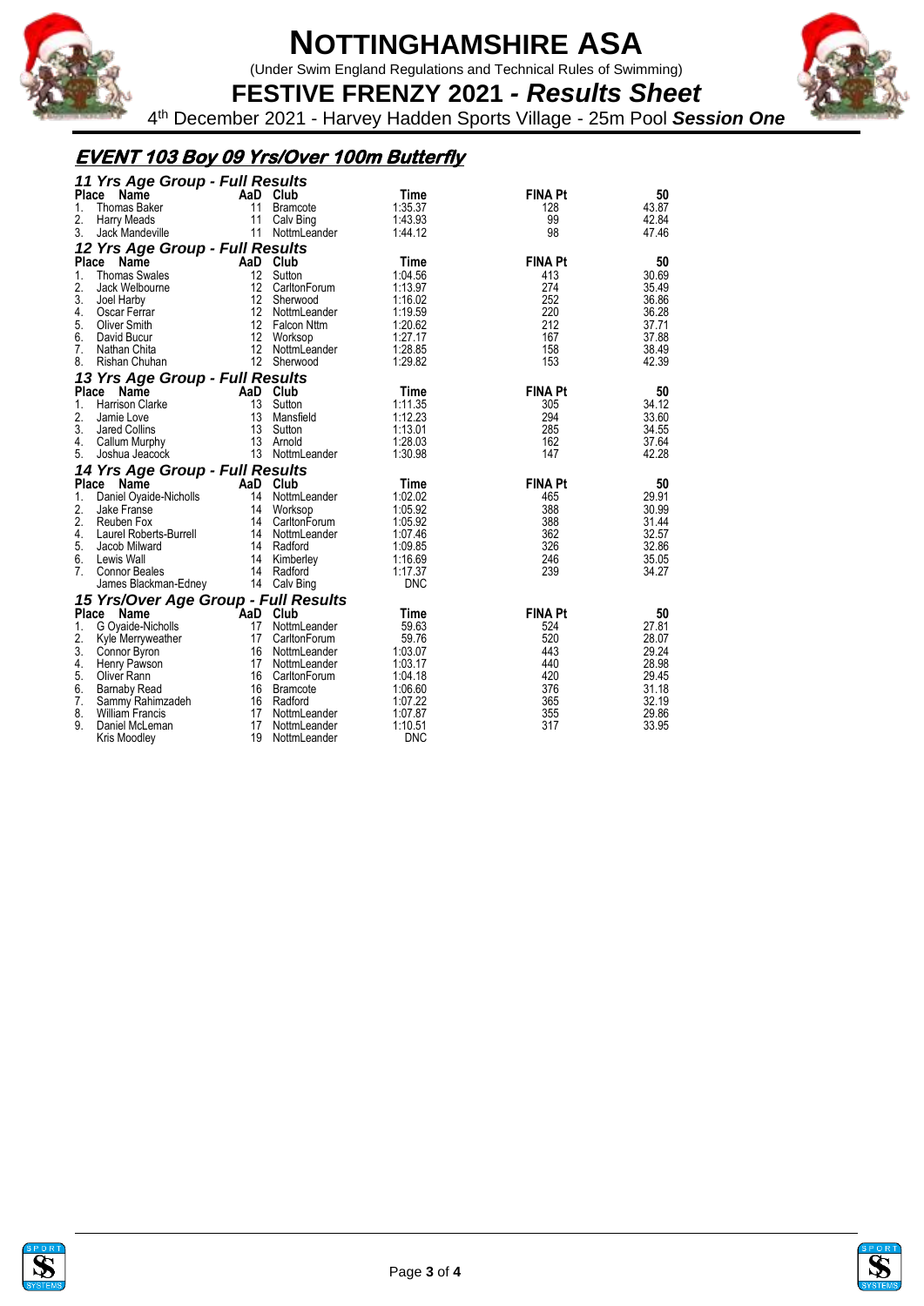# NOTTINGHAMSHIRE ASA

(Under Swim England Regulations and Technical Rules of Swimming)

## FESTIVE FRENZY 2021 - *Results Sheet*

4th December 2021 - Harvey Hadden Sports Village - 25m Pool ***Session One***

### *EVENT 103 Boy 09 Yrs/Over 100m Butterfly*

#### *11 Yrs Age Group - Full Results*

| Place | Name | AaD | Club | Time | FINA Pt | 50 |
|---|---|---|---|---|---|---|
| 1. | Thomas Baker | 11 | Bramcote | 1:35.37 | 128 | 43.87 |
| 2. | Harry Meads | 11 | Calv Bing | 1:43.93 | 99 | 42.84 |
| 3. | Jack Mandeville | 11 | NottmLeander | 1:44.12 | 98 | 47.46 |

#### *12 Yrs Age Group - Full Results*

| Place | Name | AaD | Club | Time | FINA Pt | 50 |
|---|---|---|---|---|---|---|
| 1. | Thomas Swales | 12 | Sutton | 1:04.56 | 413 | 30.69 |
| 2. | Jack Welbourne | 12 | CarltonForum | 1:13.97 | 274 | 35.49 |
| 3. | Joel Harby | 12 | Sherwood | 1:16.02 | 252 | 36.86 |
| 4. | Oscar Ferrar | 12 | NottmLeander | 1:19.59 | 220 | 36.28 |
| 5. | Oliver Smith | 12 | Falcon Nttm | 1:20.62 | 212 | 37.71 |
| 6. | David Bucur | 12 | Worksop | 1:27.17 | 167 | 37.88 |
| 7. | Nathan Chita | 12 | NottmLeander | 1:28.85 | 158 | 38.49 |
| 8. | Rishan Chuhan | 12 | Sherwood | 1:29.82 | 153 | 42.39 |

#### *13 Yrs Age Group - Full Results*

| Place | Name | AaD | Club | Time | FINA Pt | 50 |
|---|---|---|---|---|---|---|
| 1. | Harrison Clarke | 13 | Sutton | 1:11.35 | 305 | 34.12 |
| 2. | Jamie Love | 13 | Mansfield | 1:12.23 | 294 | 33.60 |
| 3. | Jared Collins | 13 | Sutton | 1:13.01 | 285 | 34.55 |
| 4. | Callum Murphy | 13 | Arnold | 1:28.03 | 162 | 37.64 |
| 5. | Joshua Jeacock | 13 | NottmLeander | 1:30.98 | 147 | 42.28 |

#### *14 Yrs Age Group - Full Results*

| Place | Name | AaD | Club | Time | FINA Pt | 50 |
|---|---|---|---|---|---|---|
| 1. | Daniel Oyaide-Nicholls | 14 | NottmLeander | 1:02.02 | 465 | 29.91 |
| 2. | Jake Franse | 14 | Worksop | 1:05.92 | 388 | 30.99 |
| 2. | Reuben Fox | 14 | CarltonForum | 1:05.92 | 388 | 31.44 |
| 4. | Laurel Roberts-Burrell | 14 | NottmLeander | 1:07.46 | 362 | 32.57 |
| 5. | Jacob Milward | 14 | Radford | 1:09.85 | 326 | 32.86 |
| 6. | Lewis Wall | 14 | Kimberley | 1:16.69 | 246 | 35.05 |
| 7. | Connor Beales | 14 | Radford | 1:17.37 | 239 | 34.27 |
| | James Blackman-Edney | 14 | Calv Bing | DNC | | |

#### *15 Yrs/Over Age Group - Full Results*

| Place | Name | AaD | Club | Time | FINA Pt | 50 |
|---|---|---|---|---|---|---|
| 1. | G Oyaide-Nicholls | 17 | NottmLeander | 59.63 | 524 | 27.81 |
| 2. | Kyle Merryweather | 17 | CarltonForum | 59.76 | 520 | 28.07 |
| 3. | Connor Byron | 16 | NottmLeander | 1:03.07 | 443 | 29.24 |
| 4. | Henry Pawson | 17 | NottmLeander | 1:03.17 | 440 | 28.98 |
| 5. | Oliver Rann | 16 | CarltonForum | 1:04.18 | 420 | 29.45 |
| 6. | Barnaby Read | 16 | Bramcote | 1:06.60 | 376 | 31.18 |
| 7. | Sammy Rahimzadeh | 16 | Radford | 1:07.22 | 365 | 32.19 |
| 8. | William Francis | 17 | NottmLeander | 1:07.87 | 355 | 29.86 |
| 9. | Daniel McLeman | 17 | NottmLeander | 1:10.51 | 317 | 33.95 |
| | Kris Moodley | 19 | NottmLeander | DNC | | |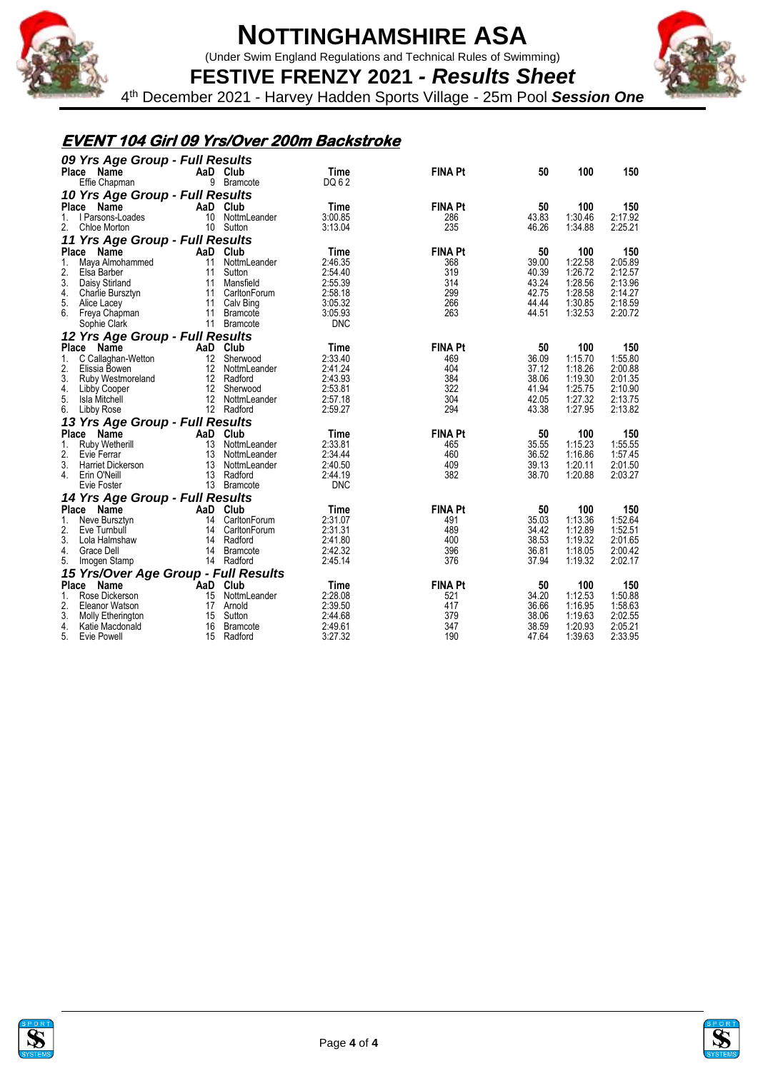# NOTTINGHAMSHIRE ASA

(Under Swim England Regulations and Technical Rules of Swimming)

## FESTIVE FRENZY 2021 - *Results Sheet*

4th December 2021 - Harvey Hadden Sports Village - 25m Pool ***Session One***

### EVENT 104 Girl 09 Yrs/Over 200m Backstroke

***09 Yrs Age Group - Full Results***

| Place | Name | AaD | Club | Time | FINA Pt | 50 | 100 | 150 |
|---|---|---|---|---|---|---|---|---|
| | Effie Chapman | 9 | Bramcote | DQ 6 2 | | | | |

***10 Yrs Age Group - Full Results***

| Place | Name | AaD | Club | Time | FINA Pt | 50 | 100 | 150 |
|---|---|---|---|---|---|---|---|---|
| 1. | I Parsons-Loades | 10 | NottmLeander | 3:00.85 | 286 | 43.83 | 1:30.46 | 2:17.92 |
| 2. | Chloe Morton | 10 | Sutton | 3:13.04 | 235 | 46.26 | 1:34.88 | 2:25.21 |

***11 Yrs Age Group - Full Results***

| Place | Name | AaD | Club | Time | FINA Pt | 50 | 100 | 150 |
|---|---|---|---|---|---|---|---|---|
| 1. | Maya Almohammed | 11 | NottmLeander | 2:46.35 | 368 | 39.00 | 1:22.58 | 2:05.89 |
| 2. | Elsa Barber | 11 | Sutton | 2:54.40 | 319 | 40.39 | 1:26.72 | 2:12.57 |
| 3. | Daisy Stirland | 11 | Mansfield | 2:55.39 | 314 | 43.24 | 1:28.56 | 2:13.96 |
| 4. | Charlie Bursztyn | 11 | CarltonForum | 2:58.18 | 299 | 42.75 | 1:28.58 | 2:14.27 |
| 5. | Alice Lacey | 11 | Calv Bing | 3:05.32 | 266 | 44.44 | 1:30.85 | 2:18.59 |
| 6. | Freya Chapman | 11 | Bramcote | 3:05.93 | 263 | 44.51 | 1:32.53 | 2:20.72 |
| | Sophie Clark | 11 | Bramcote | DNC | | | | |

***12 Yrs Age Group - Full Results***

| Place | Name | AaD | Club | Time | FINA Pt | 50 | 100 | 150 |
|---|---|---|---|---|---|---|---|---|
| 1. | C Callaghan-Wetton | 12 | Sherwood | 2:33.40 | 469 | 36.09 | 1:15.70 | 1:55.80 |
| 2. | Elissia Bowen | 12 | NottmLeander | 2:41.24 | 404 | 37.12 | 1:18.26 | 2:00.88 |
| 3. | Ruby Westmoreland | 12 | Radford | 2:43.93 | 384 | 38.06 | 1:19.30 | 2:01.35 |
| 4. | Libby Cooper | 12 | Sherwood | 2:53.81 | 322 | 41.94 | 1:25.75 | 2:10.90 |
| 5. | Isla Mitchell | 12 | NottmLeander | 2:57.18 | 304 | 42.05 | 1:27.32 | 2:13.75 |
| 6. | Libby Rose | 12 | Radford | 2:59.27 | 294 | 43.38 | 1:27.95 | 2:13.82 |

***13 Yrs Age Group - Full Results***

| Place | Name | AaD | Club | Time | FINA Pt | 50 | 100 | 150 |
|---|---|---|---|---|---|---|---|---|
| 1. | Ruby Wetherill | 13 | NottmLeander | 2:33.81 | 465 | 35.55 | 1:15.23 | 1:55.55 |
| 2. | Evie Ferrar | 13 | NottmLeander | 2:34.44 | 460 | 36.52 | 1:16.86 | 1:57.45 |
| 3. | Harriet Dickerson | 13 | NottmLeander | 2:40.50 | 409 | 39.13 | 1:20.11 | 2:01.50 |
| 4. | Erin O'Neill | 13 | Radford | 2:44.19 | 382 | 38.70 | 1:20.88 | 2:03.27 |
| | Evie Foster | 13 | Bramcote | DNC | | | | |

***14 Yrs Age Group - Full Results***

| Place | Name | AaD | Club | Time | FINA Pt | 50 | 100 | 150 |
|---|---|---|---|---|---|---|---|---|
| 1. | Neve Bursztyn | 14 | CarltonForum | 2:31.07 | 491 | 35.03 | 1:13.36 | 1:52.64 |
| 2. | Eve Turnbull | 14 | CarltonForum | 2:31.31 | 489 | 34.42 | 1:12.89 | 1:52.51 |
| 3. | Lola Halmshaw | 14 | Radford | 2:41.80 | 400 | 38.53 | 1:19.32 | 2:01.65 |
| 4. | Grace Dell | 14 | Bramcote | 2:42.32 | 396 | 36.81 | 1:18.05 | 2:00.42 |
| 5. | Imogen Stamp | 14 | Radford | 2:45.14 | 376 | 37.94 | 1:19.32 | 2:02.17 |

***15 Yrs/Over Age Group - Full Results***

| Place | Name | AaD | Club | Time | FINA Pt | 50 | 100 | 150 |
|---|---|---|---|---|---|---|---|---|
| 1. | Rose Dickerson | 15 | NottmLeander | 2:28.08 | 521 | 34.20 | 1:12.53 | 1:50.88 |
| 2. | Eleanor Watson | 17 | Arnold | 2:39.50 | 417 | 36.66 | 1:16.95 | 1:58.63 |
| 3. | Molly Etherington | 15 | Sutton | 2:44.68 | 379 | 38.06 | 1:19.63 | 2:02.55 |
| 4. | Katie Macdonald | 16 | Bramcote | 2:49.61 | 347 | 38.59 | 1:20.93 | 2:05.21 |
| 5. | Evie Powell | 15 | Radford | 3:27.32 | 190 | 47.64 | 1:39.63 | 2:33.95 |